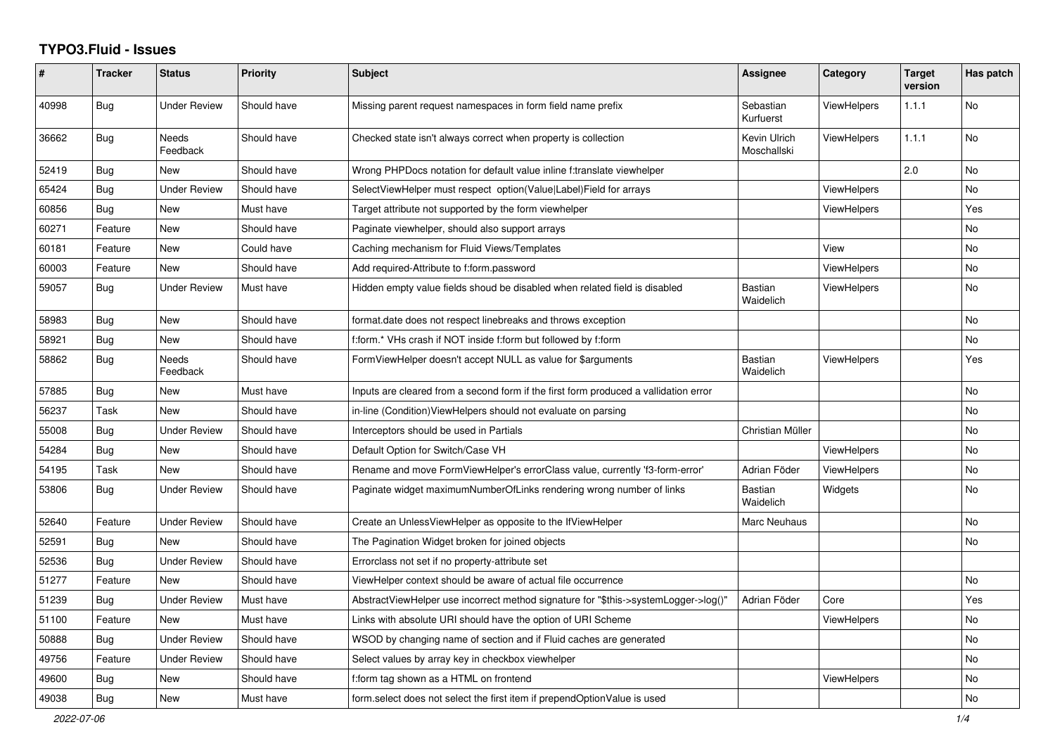# TYPO3.Fluid - Issues

| # | Tracker | Status | Priority | Subject | Assignee | Category | Target version | Has patch |
|---|---|---|---|---|---|---|---|---|
| 40998 | Bug | Under Review | Should have | Missing parent request namespaces in form field name prefix | Sebastian Kurfuerst | ViewHelpers | 1.1.1 | No |
| 36662 | Bug | Needs Feedback | Should have | Checked state isn't always correct when property is collection | Kevin Ulrich Moschallski | ViewHelpers | 1.1.1 | No |
| 52419 | Bug | New | Should have | Wrong PHPDocs notation for default value inline f:translate viewhelper | | | 2.0 | No |
| 65424 | Bug | Under Review | Should have | SelectViewHelper must respect option(Value\|Label)Field for arrays | | ViewHelpers | | No |
| 60856 | Bug | New | Must have | Target attribute not supported by the form viewhelper | | ViewHelpers | | Yes |
| 60271 | Feature | New | Should have | Paginate viewhelper, should also support arrays | | | | No |
| 60181 | Feature | New | Could have | Caching mechanism for Fluid Views/Templates | | View | | No |
| 60003 | Feature | New | Should have | Add required-Attribute to f:form.password | | ViewHelpers | | No |
| 59057 | Bug | Under Review | Must have | Hidden empty value fields shoud be disabled when related field is disabled | Bastian Waidelich | ViewHelpers | | No |
| 58983 | Bug | New | Should have | format.date does not respect linebreaks and throws exception | | | | No |
| 58921 | Bug | New | Should have | f:form.* VHs crash if NOT inside f:form but followed by f:form | | | | No |
| 58862 | Bug | Needs Feedback | Should have | FormViewHelper doesn't accept NULL as value for $arguments | Bastian Waidelich | ViewHelpers | | Yes |
| 57885 | Bug | New | Must have | Inputs are cleared from a second form if the first form produced a vallidation error | | | | No |
| 56237 | Task | New | Should have | in-line (Condition)ViewHelpers should not evaluate on parsing | | | | No |
| 55008 | Bug | Under Review | Should have | Interceptors should be used in Partials | Christian Müller | | | No |
| 54284 | Bug | New | Should have | Default Option for Switch/Case VH | | ViewHelpers | | No |
| 54195 | Task | New | Should have | Rename and move FormViewHelper's errorClass value, currently 'f3-form-error' | Adrian Föder | ViewHelpers | | No |
| 53806 | Bug | Under Review | Should have | Paginate widget maximumNumberOfLinks rendering wrong number of links | Bastian Waidelich | Widgets | | No |
| 52640 | Feature | Under Review | Should have | Create an UnlessViewHelper as opposite to the IfViewHelper | Marc Neuhaus | | | No |
| 52591 | Bug | New | Should have | The Pagination Widget broken for joined objects | | | | No |
| 52536 | Bug | Under Review | Should have | Errorclass not set if no property-attribute set | | | | |
| 51277 | Feature | New | Should have | ViewHelper context should be aware of actual file occurrence | | | | No |
| 51239 | Bug | Under Review | Must have | AbstractViewHelper use incorrect method signature for "$this->systemLogger->log()" | Adrian Föder | Core | | Yes |
| 51100 | Feature | New | Must have | Links with absolute URI should have the option of URI Scheme | | ViewHelpers | | No |
| 50888 | Bug | Under Review | Should have | WSOD by changing name of section and if Fluid caches are generated | | | | No |
| 49756 | Feature | Under Review | Should have | Select values by array key in checkbox viewhelper | | | | No |
| 49600 | Bug | New | Should have | f:form tag shown as a HTML on frontend | | ViewHelpers | | No |
| 49038 | Bug | New | Must have | form.select does not select the first item if prependOptionValue is used | | | | No |

2022-07-06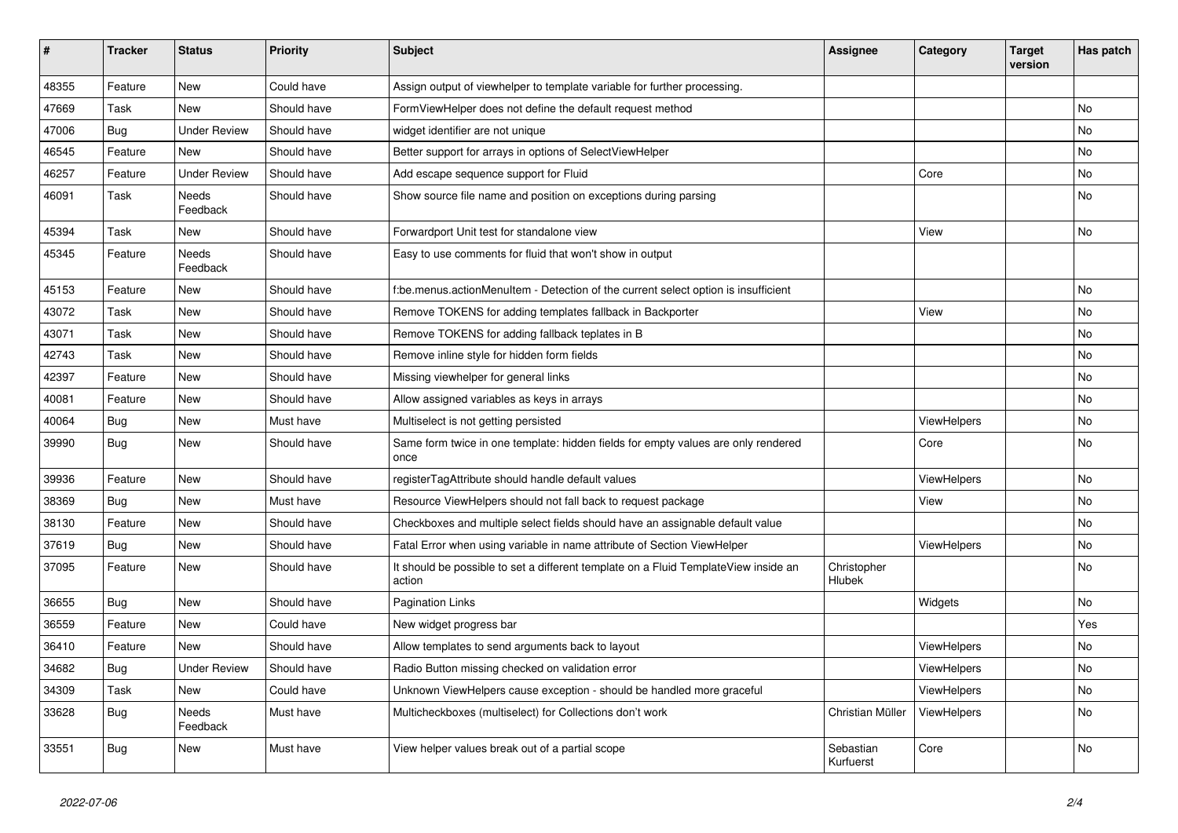| # | Tracker | Status | Priority | Subject | Assignee | Category | Target version | Has patch |
|---|---|---|---|---|---|---|---|---|
| 48355 | Feature | New | Could have | Assign output of viewhelper to template variable for further processing. | | | | |
| 47669 | Task | New | Should have | FormViewHelper does not define the default request method | | | | No |
| 47006 | Bug | Under Review | Should have | widget identifier are not unique | | | | No |
| 46545 | Feature | New | Should have | Better support for arrays in options of SelectViewHelper | | | | No |
| 46257 | Feature | Under Review | Should have | Add escape sequence support for Fluid | | Core | | No |
| 46091 | Task | Needs Feedback | Should have | Show source file name and position on exceptions during parsing | | | | No |
| 45394 | Task | New | Should have | Forwardport Unit test for standalone view | | View | | No |
| 45345 | Feature | Needs Feedback | Should have | Easy to use comments for fluid that won't show in output | | | | |
| 45153 | Feature | New | Should have | f:be.menus.actionMenuItem - Detection of the current select option is insufficient | | | | No |
| 43072 | Task | New | Should have | Remove TOKENS for adding templates fallback in Backporter | | View | | No |
| 43071 | Task | New | Should have | Remove TOKENS for adding fallback teplates in B | | | | No |
| 42743 | Task | New | Should have | Remove inline style for hidden form fields | | | | No |
| 42397 | Feature | New | Should have | Missing viewhelper for general links | | | | No |
| 40081 | Feature | New | Should have | Allow assigned variables as keys in arrays | | | | No |
| 40064 | Bug | New | Must have | Multiselect is not getting persisted | | ViewHelpers | | No |
| 39990 | Bug | New | Should have | Same form twice in one template: hidden fields for empty values are only rendered once | | Core | | No |
| 39936 | Feature | New | Should have | registerTagAttribute should handle default values | | ViewHelpers | | No |
| 38369 | Bug | New | Must have | Resource ViewHelpers should not fall back to request package | | View | | No |
| 38130 | Feature | New | Should have | Checkboxes and multiple select fields should have an assignable default value | | | | No |
| 37619 | Bug | New | Should have | Fatal Error when using variable in name attribute of Section ViewHelper | | ViewHelpers | | No |
| 37095 | Feature | New | Should have | It should be possible to set a different template on a Fluid TemplateView inside an action | Christopher Hlubek | | | No |
| 36655 | Bug | New | Should have | Pagination Links | | Widgets | | No |
| 36559 | Feature | New | Could have | New widget progress bar | | | | Yes |
| 36410 | Feature | New | Should have | Allow templates to send arguments back to layout | | ViewHelpers | | No |
| 34682 | Bug | Under Review | Should have | Radio Button missing checked on validation error | | ViewHelpers | | No |
| 34309 | Task | New | Could have | Unknown ViewHelpers cause exception - should be handled more graceful | | ViewHelpers | | No |
| 33628 | Bug | Needs Feedback | Must have | Multicheckboxes (multiselect) for Collections don't work | Christian Müller | ViewHelpers | | No |
| 33551 | Bug | New | Must have | View helper values break out of a partial scope | Sebastian Kurfuerst | Core | | No |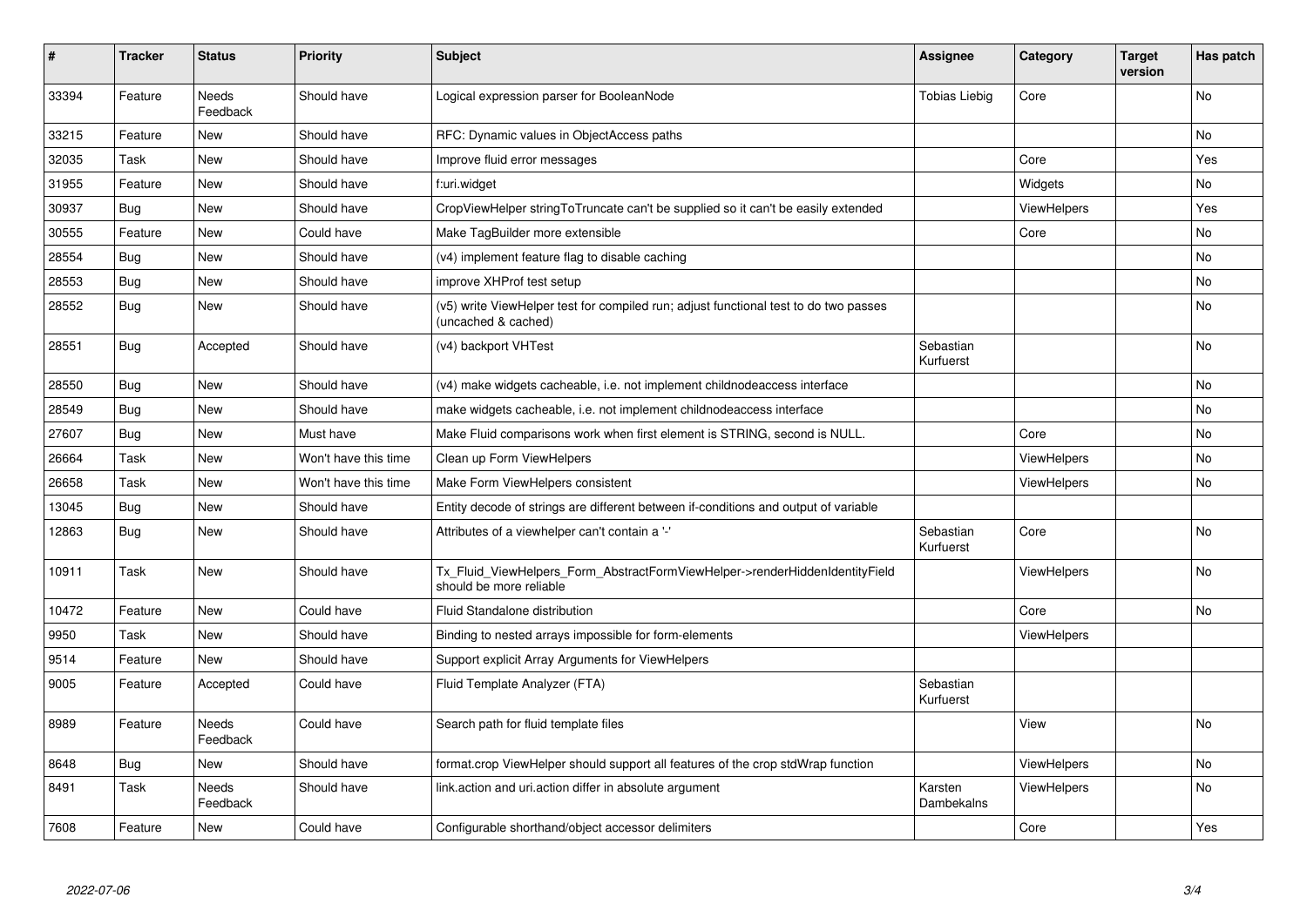| # | Tracker | Status | Priority | Subject | Assignee | Category | Target version | Has patch |
|---|---|---|---|---|---|---|---|---|
| 33394 | Feature | Needs Feedback | Should have | Logical expression parser for BooleanNode | Tobias Liebig | Core | | No |
| 33215 | Feature | New | Should have | RFC: Dynamic values in ObjectAccess paths | | | | No |
| 32035 | Task | New | Should have | Improve fluid error messages | | Core | | Yes |
| 31955 | Feature | New | Should have | f:uri.widget | | Widgets | | No |
| 30937 | Bug | New | Should have | CropViewHelper stringToTruncate can't be supplied so it can't be easily extended | | ViewHelpers | | Yes |
| 30555 | Feature | New | Could have | Make TagBuilder more extensible | | Core | | No |
| 28554 | Bug | New | Should have | (v4) implement feature flag to disable caching | | | | No |
| 28553 | Bug | New | Should have | improve XHProf test setup | | | | No |
| 28552 | Bug | New | Should have | (v5) write ViewHelper test for compiled run; adjust functional test to do two passes (uncached & cached) | | | | No |
| 28551 | Bug | Accepted | Should have | (v4) backport VHTest | Sebastian Kurfuerst | | | No |
| 28550 | Bug | New | Should have | (v4) make widgets cacheable, i.e. not implement childnodeaccess interface | | | | No |
| 28549 | Bug | New | Should have | make widgets cacheable, i.e. not implement childnodeaccess interface | | | | No |
| 27607 | Bug | New | Must have | Make Fluid comparisons work when first element is STRING, second is NULL. | | Core | | No |
| 26664 | Task | New | Won't have this time | Clean up Form ViewHelpers | | ViewHelpers | | No |
| 26658 | Task | New | Won't have this time | Make Form ViewHelpers consistent | | ViewHelpers | | No |
| 13045 | Bug | New | Should have | Entity decode of strings are different between if-conditions and output of variable | | | | |
| 12863 | Bug | New | Should have | Attributes of a viewhelper can't contain a '-' | Sebastian Kurfuerst | Core | | No |
| 10911 | Task | New | Should have | Tx_Fluid_ViewHelpers_Form_AbstractFormViewHelper->renderHiddenIdentityField should be more reliable | | ViewHelpers | | No |
| 10472 | Feature | New | Could have | Fluid Standalone distribution | | Core | | No |
| 9950 | Task | New | Should have | Binding to nested arrays impossible for form-elements | | ViewHelpers | | |
| 9514 | Feature | New | Should have | Support explicit Array Arguments for ViewHelpers | | | | |
| 9005 | Feature | Accepted | Could have | Fluid Template Analyzer (FTA) | Sebastian Kurfuerst | | | |
| 8989 | Feature | Needs Feedback | Could have | Search path for fluid template files | | View | | No |
| 8648 | Bug | New | Should have | format.crop ViewHelper should support all features of the crop stdWrap function | | ViewHelpers | | No |
| 8491 | Task | Needs Feedback | Should have | link.action and uri.action differ in absolute argument | Karsten Dambekalns | ViewHelpers | | No |
| 7608 | Feature | New | Could have | Configurable shorthand/object accessor delimiters | | Core | | Yes |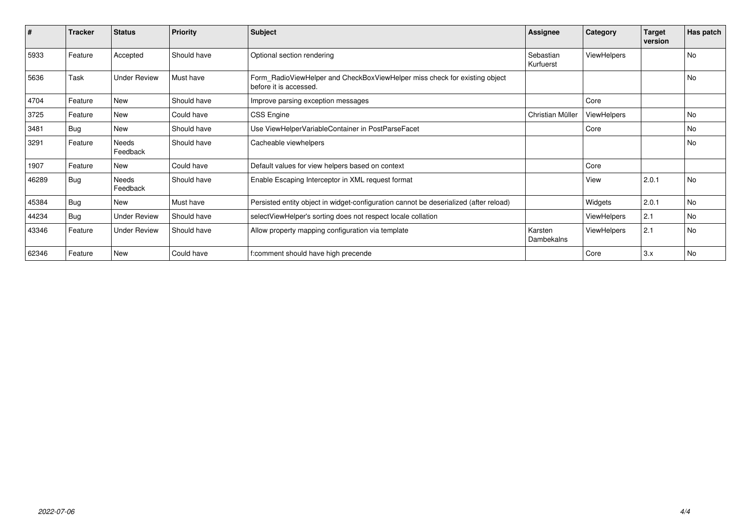| # | Tracker | Status | Priority | Subject | Assignee | Category | Target version | Has patch |
|---|---|---|---|---|---|---|---|---|
| 5933 | Feature | Accepted | Should have | Optional section rendering | Sebastian Kurfuerst | ViewHelpers | | No |
| 5636 | Task | Under Review | Must have | Form_RadioViewHelper and CheckBoxViewHelper miss check for existing object before it is accessed. | | | | No |
| 4704 | Feature | New | Should have | Improve parsing exception messages | | Core | | |
| 3725 | Feature | New | Could have | CSS Engine | Christian Müller | ViewHelpers | | No |
| 3481 | Bug | New | Should have | Use ViewHelperVariableContainer in PostParseFacet | | Core | | No |
| 3291 | Feature | Needs Feedback | Should have | Cacheable viewhelpers | | | | No |
| 1907 | Feature | New | Could have | Default values for view helpers based on context | | Core | | |
| 46289 | Bug | Needs Feedback | Should have | Enable Escaping Interceptor in XML request format | | View | 2.0.1 | No |
| 45384 | Bug | New | Must have | Persisted entity object in widget-configuration cannot be deserialized (after reload) | | Widgets | 2.0.1 | No |
| 44234 | Bug | Under Review | Should have | selectViewHelper's sorting does not respect locale collation | | ViewHelpers | 2.1 | No |
| 43346 | Feature | Under Review | Should have | Allow property mapping configuration via template | Karsten Dambekalns | ViewHelpers | 2.1 | No |
| 62346 | Feature | New | Could have | f:comment should have high precende | | Core | 3.x | No |

*2022-07-06*